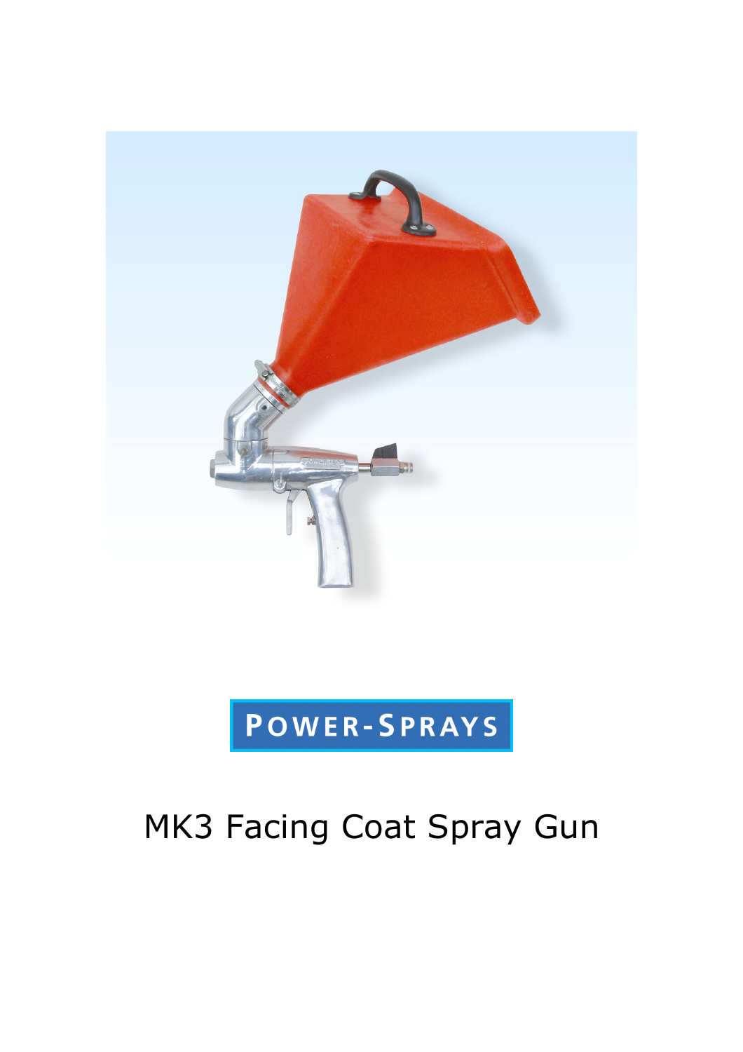POWER-SPRAYS

# MK3 Facing Coat Spray Gun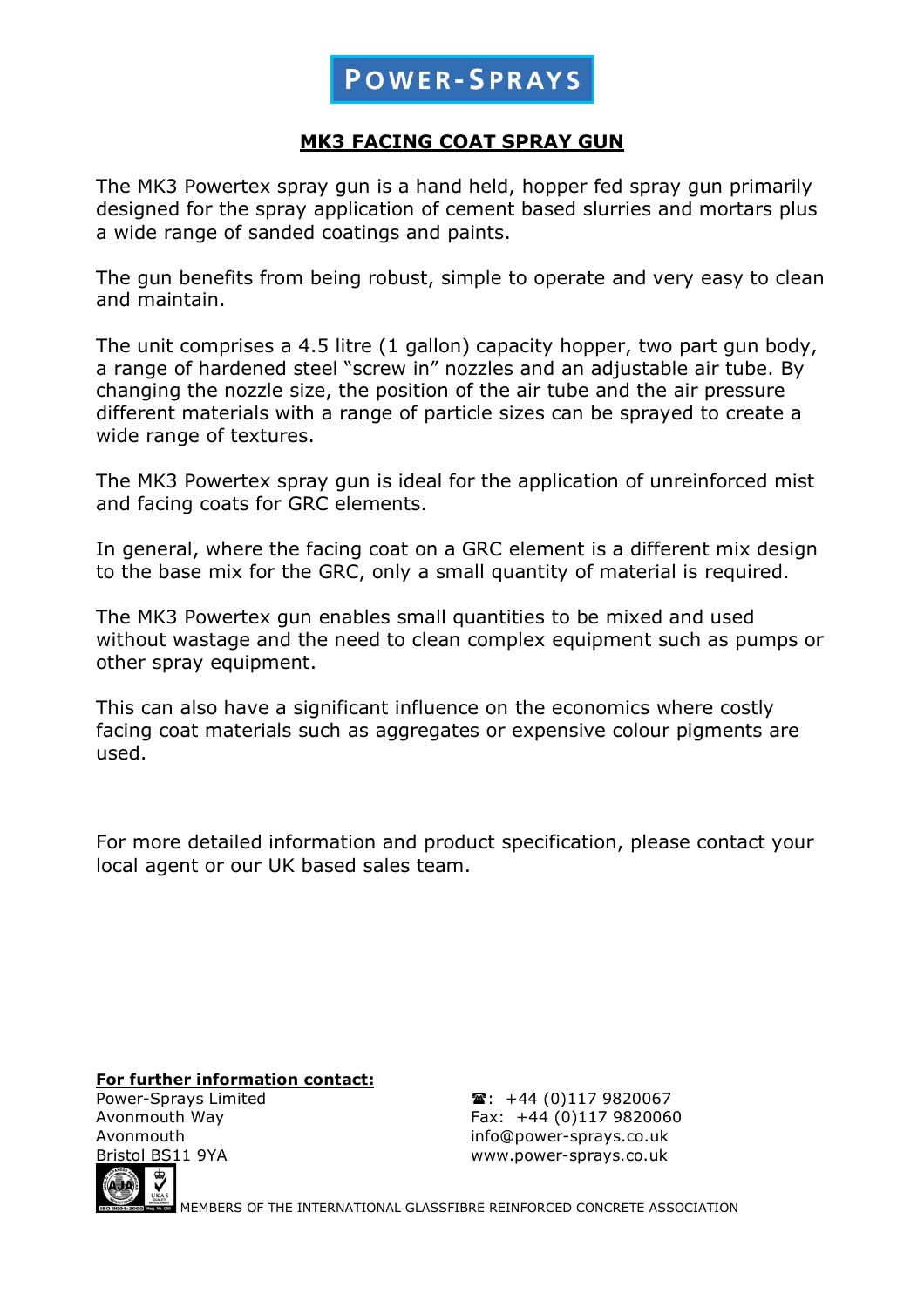# POWER-SPRAYS

## MK3 FACING COAT SPRAY GUN

The MK3 Powertex spray gun is a hand held, hopper fed spray gun primarily designed for the spray application of cement based slurries and mortars plus a wide range of sanded coatings and paints.

The gun benefits from being robust, simple to operate and very easy to clean and maintain.

The unit comprises a 4.5 litre (1 gallon) capacity hopper, two part gun body, a range of hardened steel "screw in" nozzles and an adjustable air tube. By changing the nozzle size, the position of the air tube and the air pressure different materials with a range of particle sizes can be sprayed to create a wide range of textures.

The MK3 Powertex spray gun is ideal for the application of unreinforced mist and facing coats for GRC elements.

In general, where the facing coat on a GRC element is a different mix design to the base mix for the GRC, only a small quantity of material is required.

The MK3 Powertex gun enables small quantities to be mixed and used without wastage and the need to clean complex equipment such as pumps or other spray equipment.

This can also have a significant influence on the economics where costly facing coat materials such as aggregates or expensive colour pigments are used.

For more detailed information and product specification, please contact your local agent or our UK based sales team.

**For further information contact:**

Power-Sprays Limited
Avonmouth Way
Avonmouth
Bristol BS11 9YA

☎: +44 (0)117 9820067
Fax: +44 (0)117 9820060
info@power-sprays.co.uk
www.power-sprays.co.uk

MEMBERS OF THE INTERNATIONAL GLASSFIBRE REINFORCED CONCRETE ASSOCIATION